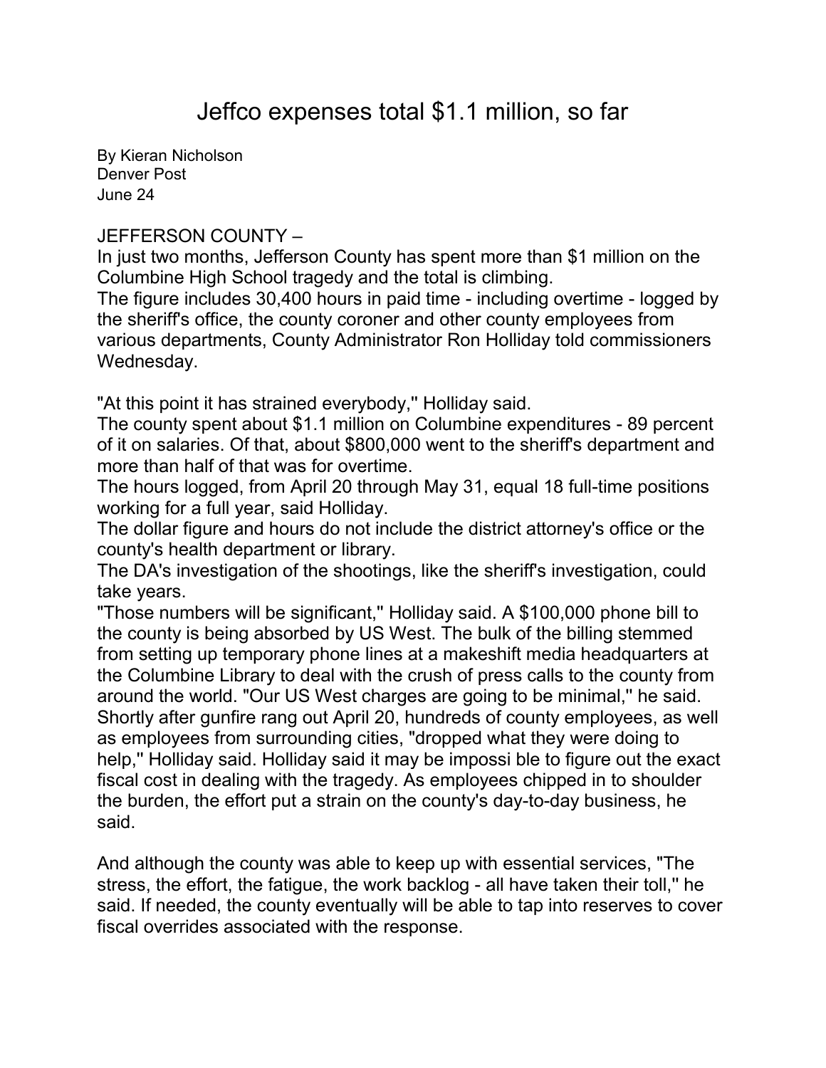# Jeffco expenses total $1.1 million, so far

By Kieran Nicholson
Denver Post
June 24

JEFFERSON COUNTY –
In just two months, Jefferson County has spent more than $1 million on the Columbine High School tragedy and the total is climbing.
The figure includes 30,400 hours in paid time - including overtime - logged by the sheriff's office, the county coroner and other county employees from various departments, County Administrator Ron Holliday told commissioners Wednesday.

"At this point it has strained everybody,'' Holliday said.
The county spent about $1.1 million on Columbine expenditures - 89 percent of it on salaries. Of that, about $800,000 went to the sheriff's department and more than half of that was for overtime.
The hours logged, from April 20 through May 31, equal 18 full-time positions working for a full year, said Holliday.
The dollar figure and hours do not include the district attorney's office or the county's health department or library.
The DA's investigation of the shootings, like the sheriff's investigation, could take years.
"Those numbers will be significant,'' Holliday said. A $100,000 phone bill to the county is being absorbed by US West. The bulk of the billing stemmed from setting up temporary phone lines at a makeshift media headquarters at the Columbine Library to deal with the crush of press calls to the county from around the world. "Our US West charges are going to be minimal,'' he said.
Shortly after gunfire rang out April 20, hundreds of county employees, as well as employees from surrounding cities, "dropped what they were doing to help,'' Holliday said. Holliday said it may be impossi ble to figure out the exact fiscal cost in dealing with the tragedy. As employees chipped in to shoulder the burden, the effort put a strain on the county's day-to-day business, he said.

And although the county was able to keep up with essential services, "The stress, the effort, the fatigue, the work backlog - all have taken their toll,'' he said. If needed, the county eventually will be able to tap into reserves to cover fiscal overrides associated with the response.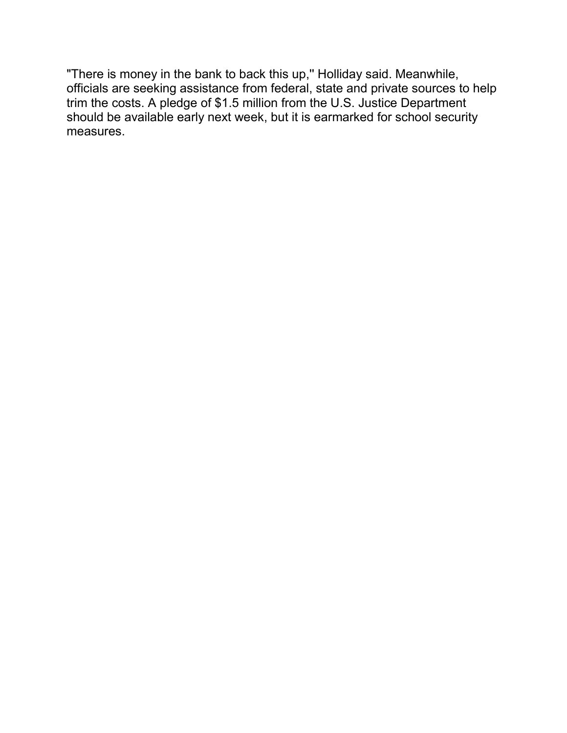"There is money in the bank to back this up,'' Holliday said. Meanwhile, officials are seeking assistance from federal, state and private sources to help trim the costs. A pledge of $1.5 million from the U.S. Justice Department should be available early next week, but it is earmarked for school security measures.